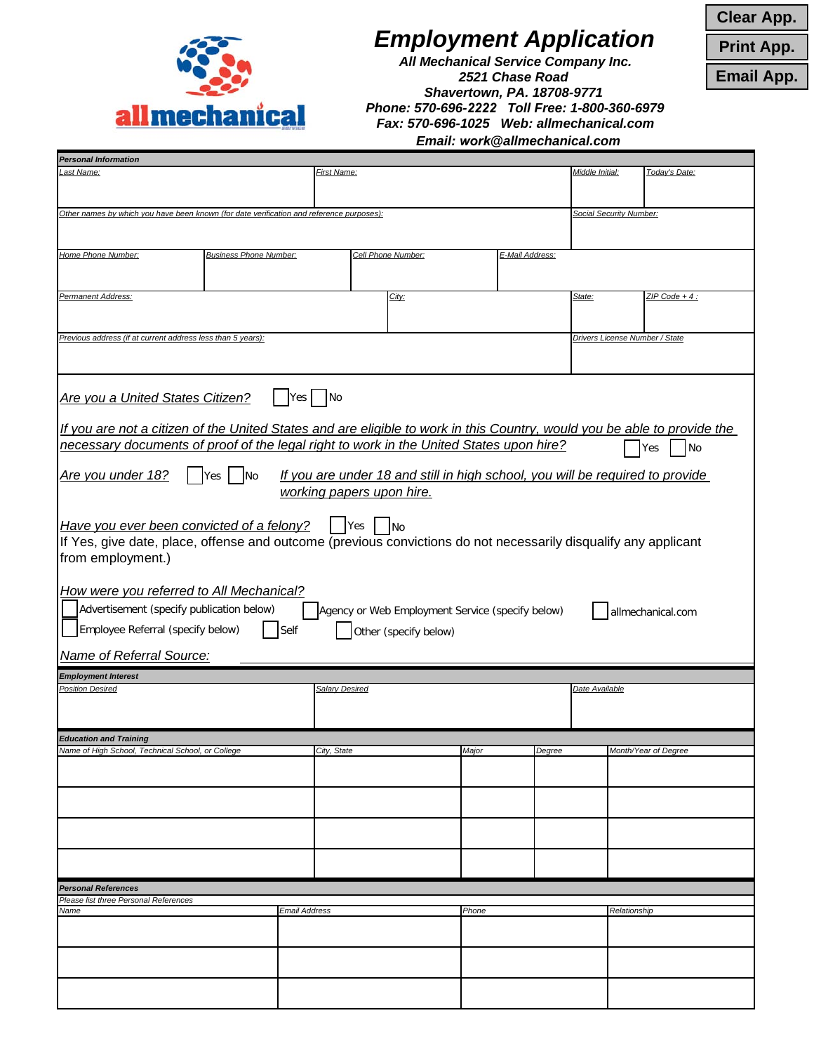Clear App. | Print App. | Email App.

allmechanical

# Employment Application

***All Mechanical Service Company Inc.***
***2521 Chase Road***
***Shavertown, PA. 18708-9771***
***Phone: 570-696-2222   Toll Free: 1-800-360-6979***
***Fax: 570-696-1025   Web: allmechanical.com***
***Email: work@allmechanical.com***

**Personal Information**

| Last Name: | First Name: | Middle Initial: | Today's Date: |
|---|---|---|---|
| | | | |

| Other names by which you have been known (for date verification and reference purposes): | Social Security Number: |
|---|---|
| | |

| Home Phone Number: | Business Phone Number: | Cell Phone Number: | E-Mail Address: |
|---|---|---|---|
| | | | |

| Permanent Address: | City: | State: | ZIP Code + 4 : |
|---|---|---|---|
| | | | |

| Previous address (if at current address less than 5 years): | Drivers License Number / State |
|---|---|
| | |

*Are you a United States Citizen?* ☐ Yes ☐ No

*If you are not a citizen of the United States and are eligible to work in this Country, would you be able to provide the necessary documents of proof of the legal right to work in the United States upon hire?* ☐ Yes ☐ No

*Are you under 18?* ☐ Yes ☐ No   *If you are under 18 and still in high school, you will be required to provide working papers upon hire.*

*Have you ever been convicted of a felony?* ☐ Yes ☐ No
If Yes, give date, place, offense and outcome (previous convictions do not necessarily disqualify any applicant from employment.)

*How were you referred to All Mechanical?*

☐ Advertisement (specify publication below) ☐ Agency or Web Employment Service (specify below) ☐ allmechanical.com
☐ Employee Referral (specify below) ☐ Self ☐ Other (specify below)

*Name of Referral Source:* ____________________

**Employment Interest**

| Position Desired | Salary Desired | Date Available |
|---|---|---|
| | | |

**Education and Training**

| Name of High School, Technical School, or College | City, State | Major | Degree | Month/Year of Degree |
|---|---|---|---|---|
| | | | | |
| | | | | |
| | | | | |
| | | | | |

**Personal References**

Please list three Personal References

| Name | Email Address | Phone | Relationship |
|---|---|---|---|
| | | | |
| | | | |
| | | | |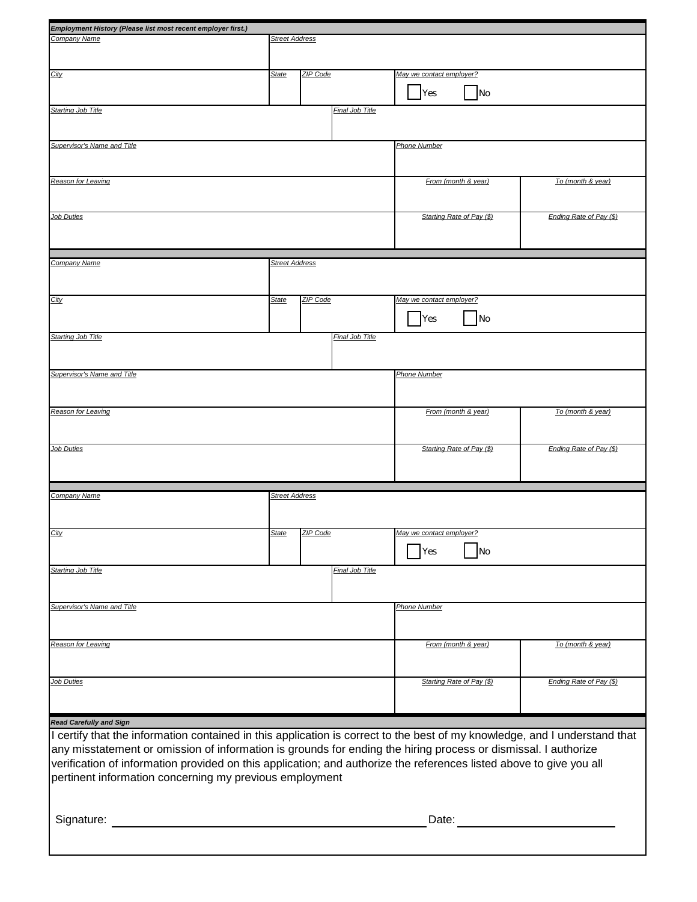**Employment History (Please list most recent employer first.)**

| Company Name | Street Address | | |
|---|---|---|---|
| | | | |
| City | State | ZIP Code | May we contact employer? ☐ Yes ☐ No |
| Starting Job Title | Final Job Title | | |
| Supervisor's Name and Title | | Phone Number | |
| Reason for Leaving | | From (month & year) | To (month & year) |
| Job Duties | | Starting Rate of Pay ($) | Ending Rate of Pay ($) |

| Company Name | Street Address | | |
|---|---|---|---|
| | | | |
| City | State | ZIP Code | May we contact employer? ☐ Yes ☐ No |
| Starting Job Title | Final Job Title | | |
| Supervisor's Name and Title | | Phone Number | |
| Reason for Leaving | | From (month & year) | To (month & year) |
| Job Duties | | Starting Rate of Pay ($) | Ending Rate of Pay ($) |

| Company Name | Street Address | | |
|---|---|---|---|
| | | | |
| City | State | ZIP Code | May we contact employer? ☐ Yes ☐ No |
| Starting Job Title | Final Job Title | | |
| Supervisor's Name and Title | | Phone Number | |
| Reason for Leaving | | From (month & year) | To (month & year) |
| Job Duties | | Starting Rate of Pay ($) | Ending Rate of Pay ($) |

**Read Carefully and Sign**

I certify that the information contained in this application is correct to the best of my knowledge, and I understand that any misstatement or omission of information is grounds for ending the hiring process or dismissal. I authorize verification of information provided on this application; and authorize the references listed above to give you all pertinent information concerning my previous employment

Signature: ______________________________ Date: ________________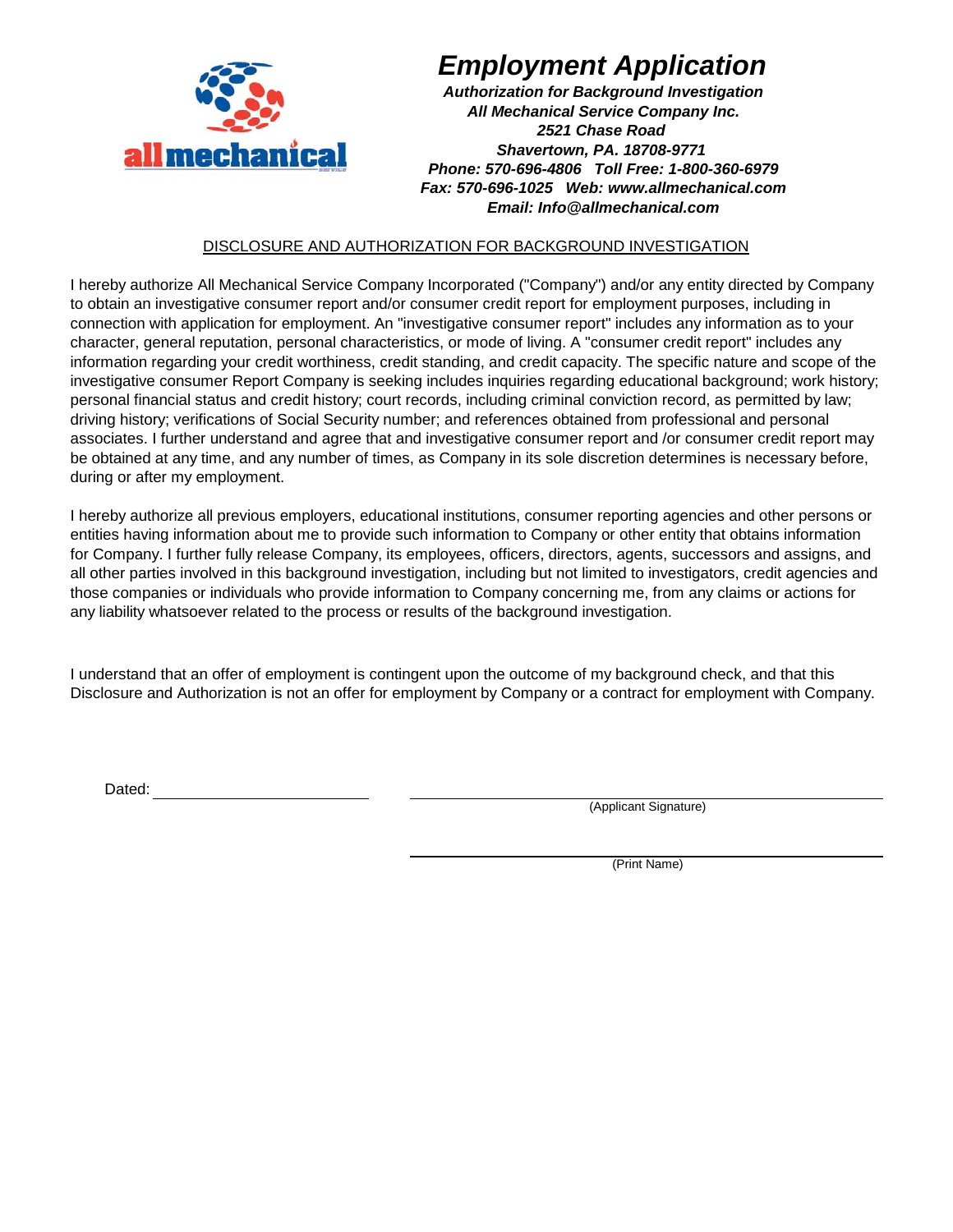# *Employment Application*

***Authorization for Background Investigation***
***All Mechanical Service Company Inc.***
***2521 Chase Road***
***Shavertown, PA. 18708-9771***
***Phone: 570-696-4806 Toll Free: 1-800-360-6979***
***Fax: 570-696-1025 Web: www.allmechanical.com***
***Email: Info@allmechanical.com***

<u>DISCLOSURE AND AUTHORIZATION FOR BACKGROUND INVESTIGATION</u>

I hereby authorize All Mechanical Service Company Incorporated ("Company") and/or any entity directed by Company to obtain an investigative consumer report and/or consumer credit report for employment purposes, including in connection with application for employment. An "investigative consumer report" includes any information as to your character, general reputation, personal characteristics, or mode of living. A "consumer credit report" includes any information regarding your credit worthiness, credit standing, and credit capacity. The specific nature and scope of the investigative consumer Report Company is seeking includes inquiries regarding educational background; work history; personal financial status and credit history; court records, including criminal conviction record, as permitted by law; driving history; verifications of Social Security number; and references obtained from professional and personal associates. I further understand and agree that and investigative consumer report and /or consumer credit report may be obtained at any time, and any number of times, as Company in its sole discretion determines is necessary before, during or after my employment.

I hereby authorize all previous employers, educational institutions, consumer reporting agencies and other persons or entities having information about me to provide such information to Company or other entity that obtains information for Company. I further fully release Company, its employees, officers, directors, agents, successors and assigns, and all other parties involved in this background investigation, including but not limited to investigators, credit agencies and those companies or individuals who provide information to Company concerning me, from any claims or actions for any liability whatsoever related to the process or results of the background investigation.

I understand that an offer of employment is contingent upon the outcome of my background check, and that this Disclosure and Authorization is not an offer for employment by Company or a contract for employment with Company.

Dated: ____________________

______________________________
(Applicant Signature)

______________________________
(Print Name)